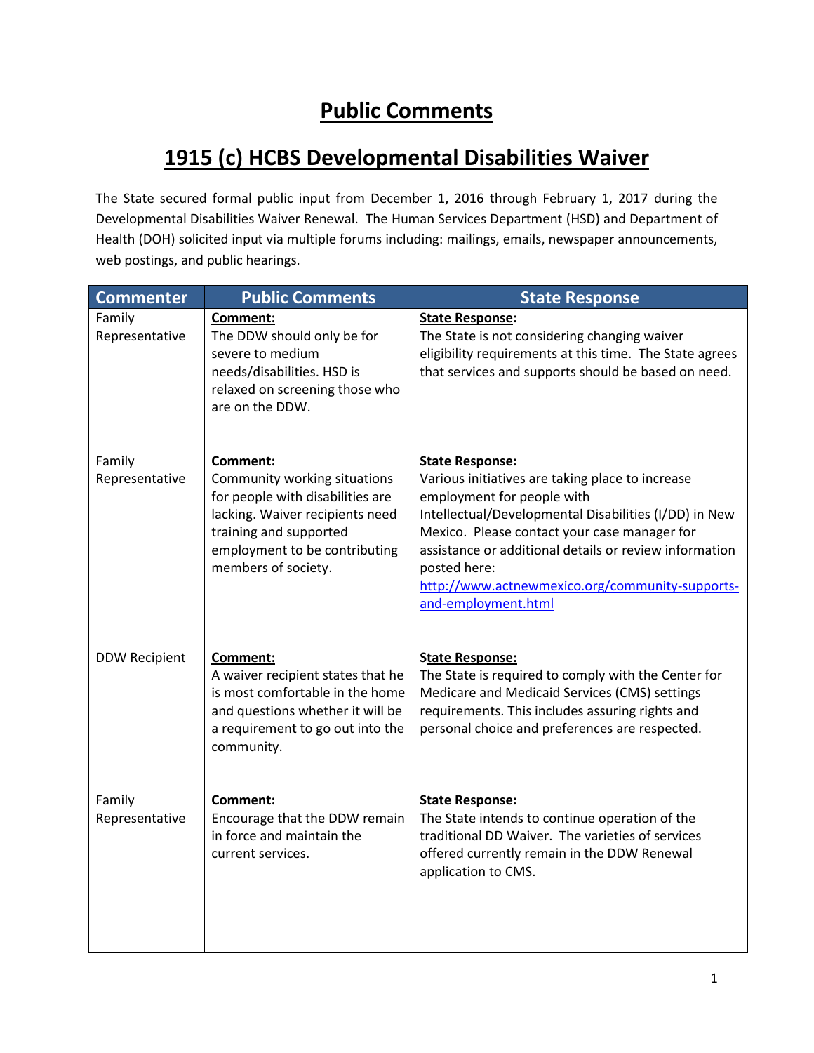# Public Comments

# 1915 (c) HCBS Developmental Disabilities Waiver

The State secured formal public input from December 1, 2016 through February 1, 2017 during the Developmental Disabilities Waiver Renewal. The Human Services Department (HSD) and Department of Health (DOH) solicited input via multiple forums including: mailings, emails, newspaper announcements, web postings, and public hearings.

| Commenter | Public Comments | State Response |
|---|---|---|
| Family Representative | **Comment:** The DDW should only be for severe to medium needs/disabilities. HSD is relaxed on screening those who are on the DDW. | **State Response:** The State is not considering changing waiver eligibility requirements at this time. The State agrees that services and supports should be based on need. |
| Family Representative | **Comment:** Community working situations for people with disabilities are lacking. Waiver recipients need training and supported employment to be contributing members of society. | **State Response:** Various initiatives are taking place to increase employment for people with Intellectual/Developmental Disabilities (I/DD) in New Mexico. Please contact your case manager for assistance or additional details or review information posted here: http://www.actnewmexico.org/community-supports-and-employment.html |
| DDW Recipient | **Comment:** A waiver recipient states that he is most comfortable in the home and questions whether it will be a requirement to go out into the community. | **State Response:** The State is required to comply with the Center for Medicare and Medicaid Services (CMS) settings requirements. This includes assuring rights and personal choice and preferences are respected. |
| Family Representative | **Comment:** Encourage that the DDW remain in force and maintain the current services. | **State Response:** The State intends to continue operation of the traditional DD Waiver. The varieties of services offered currently remain in the DDW Renewal application to CMS. |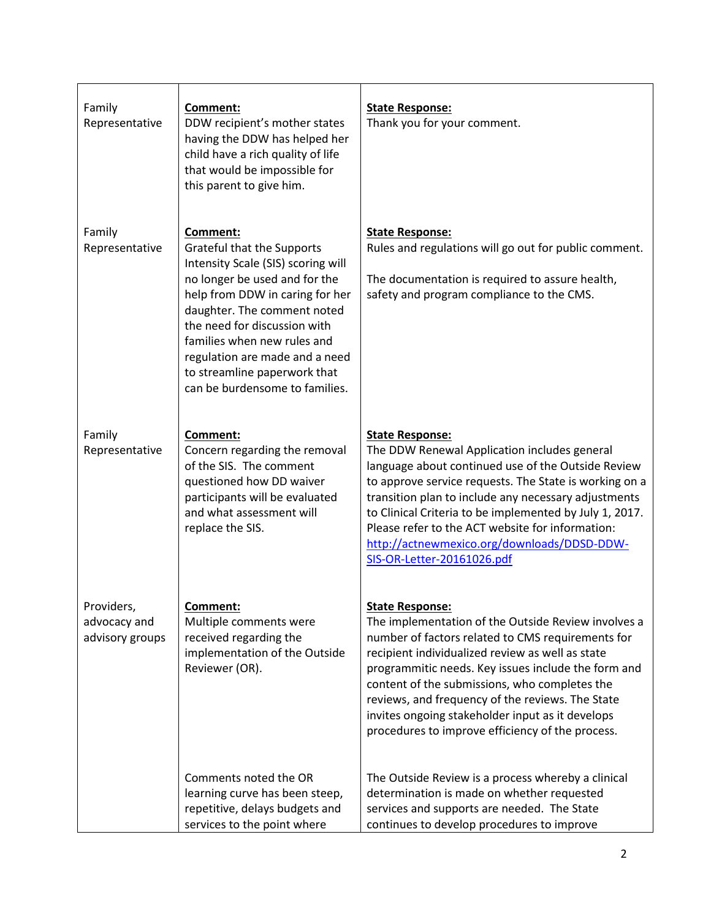| | | |
|---|---|---|
| Family Representative | **Comment:** DDW recipient's mother states having the DDW has helped her child have a rich quality of life that would be impossible for this parent to give him. | **State Response:** Thank you for your comment. |
| Family Representative | **Comment:** Grateful that the Supports Intensity Scale (SIS) scoring will no longer be used and for the help from DDW in caring for her daughter. The comment noted the need for discussion with families when new rules and regulation are made and a need to streamline paperwork that can be burdensome to families. | **State Response:** Rules and regulations will go out for public comment.<br><br>The documentation is required to assure health, safety and program compliance to the CMS. |
| Family Representative | **Comment:** Concern regarding the removal of the SIS. The comment questioned how DD waiver participants will be evaluated and what assessment will replace the SIS. | **State Response:** The DDW Renewal Application includes general language about continued use of the Outside Review to approve service requests. The State is working on a transition plan to include any necessary adjustments to Clinical Criteria to be implemented by July 1, 2017. Please refer to the ACT website for information: [http://actnewmexico.org/downloads/DDSD-DDW-SIS-OR-Letter-20161026.pdf](http://actnewmexico.org/downloads/DDSD-DDW-SIS-OR-Letter-20161026.pdf) |
| Providers, advocacy and advisory groups | **Comment:** Multiple comments were received regarding the implementation of the Outside Reviewer (OR).<br><br>Comments noted the OR learning curve has been steep, repetitive, delays budgets and services to the point where | **State Response:** The implementation of the Outside Review involves a number of factors related to CMS requirements for recipient individualized review as well as state programmitic needs. Key issues include the form and content of the submissions, who completes the reviews, and frequency of the reviews. The State invites ongoing stakeholder input as it develops procedures to improve efficiency of the process.<br><br>The Outside Review is a process whereby a clinical determination is made on whether requested services and supports are needed. The State continues to develop procedures to improve |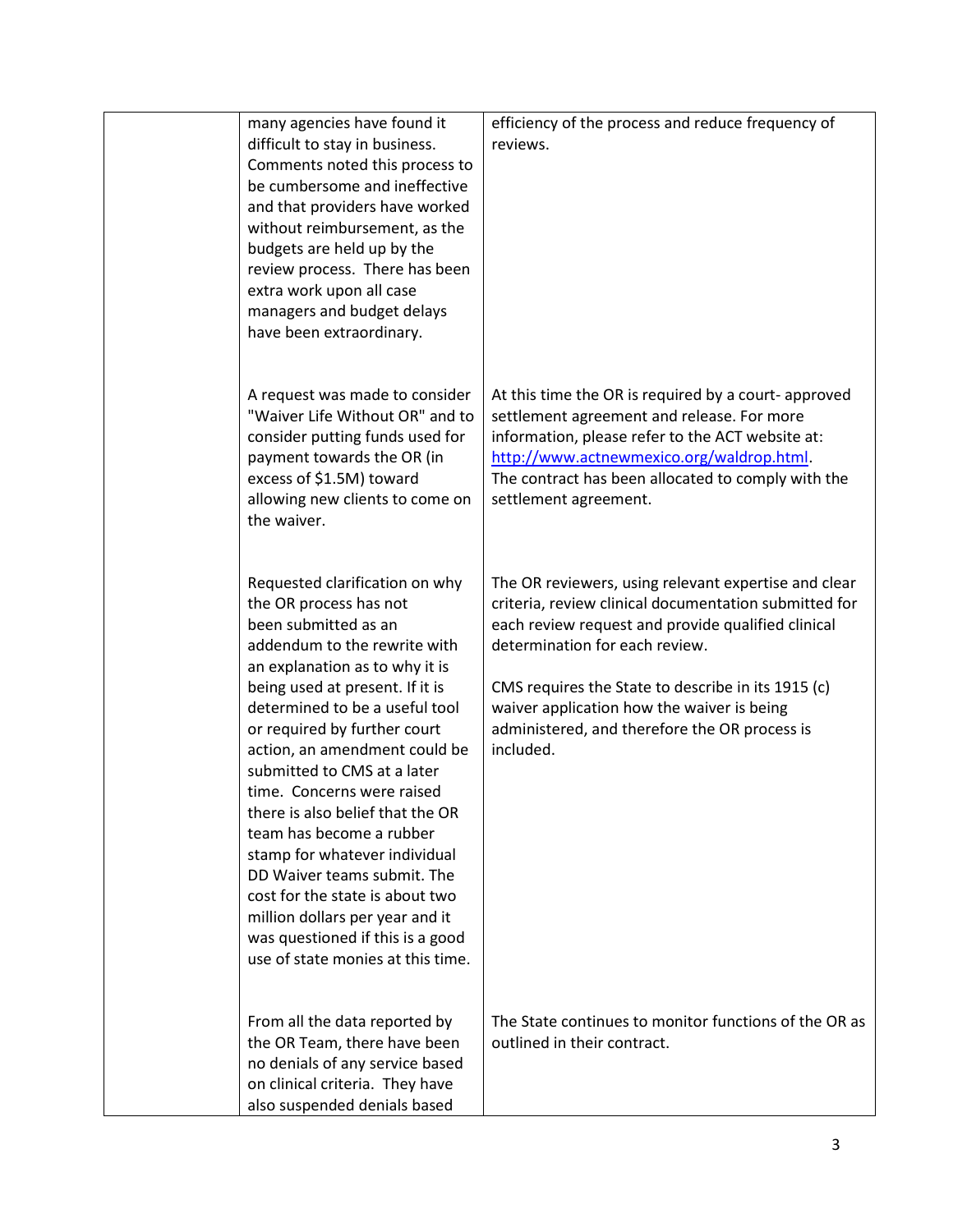|  |  |  |
|---|---|---|
|  | many agencies have found it difficult to stay in business. Comments noted this process to be cumbersome and ineffective and that providers have worked without reimbursement, as the budgets are held up by the review process. There has been extra work upon all case managers and budget delays have been extraordinary. | efficiency of the process and reduce frequency of reviews. |
|  | A request was made to consider "Waiver Life Without OR" and to consider putting funds used for payment towards the OR (in excess of $1.5M) toward allowing new clients to come on the waiver. | At this time the OR is required by a court- approved settlement agreement and release. For more information, please refer to the ACT website at: [http://www.actnewmexico.org/waldrop.html](http://www.actnewmexico.org/waldrop.html). The contract has been allocated to comply with the settlement agreement. |
|  | Requested clarification on why the OR process has not been submitted as an addendum to the rewrite with an explanation as to why it is being used at present. If it is determined to be a useful tool or required by further court action, an amendment could be submitted to CMS at a later time. Concerns were raised there is also belief that the OR team has become a rubber stamp for whatever individual DD Waiver teams submit. The cost for the state is about two million dollars per year and it was questioned if this is a good use of state monies at this time. | The OR reviewers, using relevant expertise and clear criteria, review clinical documentation submitted for each review request and provide qualified clinical determination for each review.<br><br>CMS requires the State to describe in its 1915 (c) waiver application how the waiver is being administered, and therefore the OR process is included. |
|  | From all the data reported by the OR Team, there have been no denials of any service based on clinical criteria. They have also suspended denials based | The State continues to monitor functions of the OR as outlined in their contract. |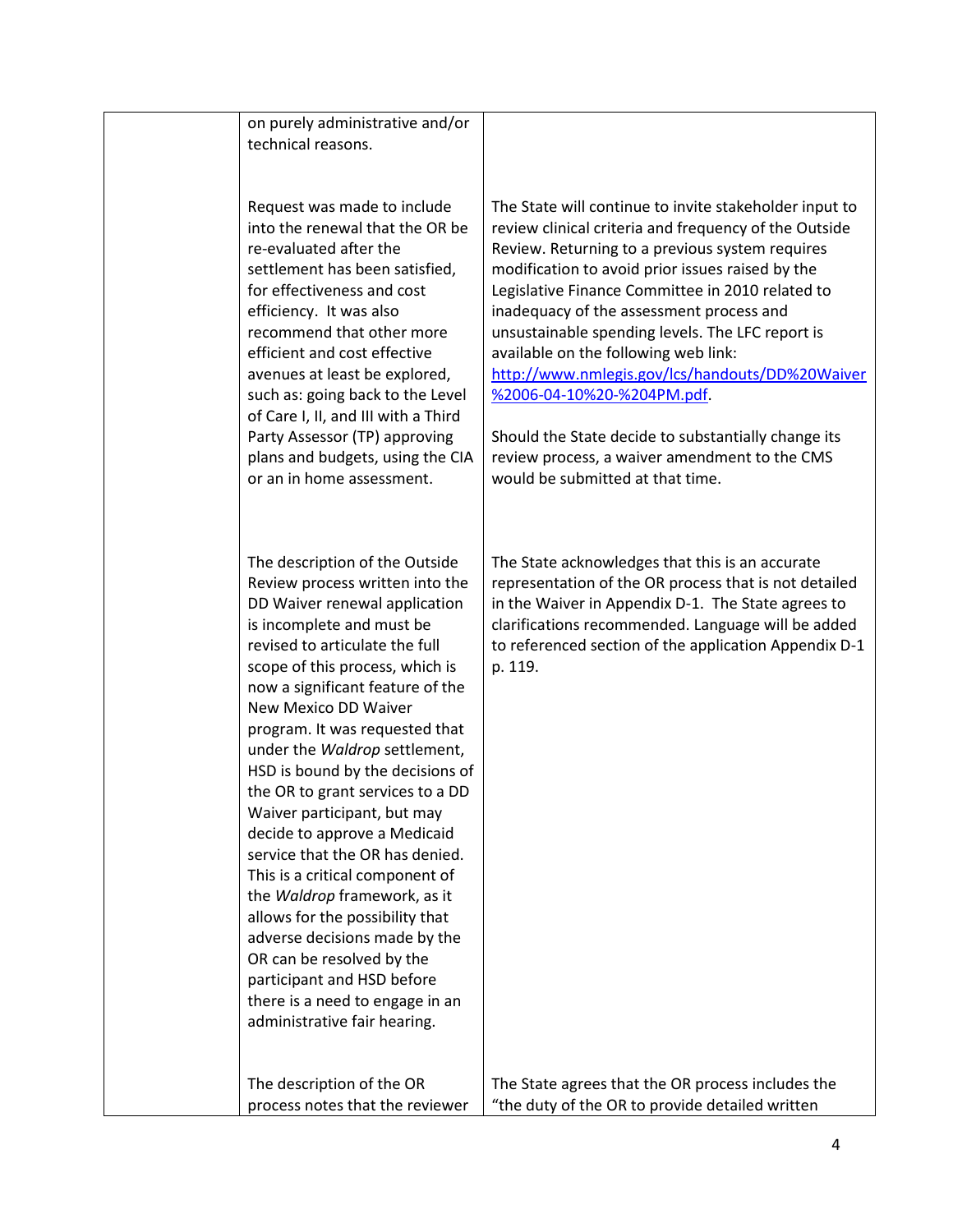| | | |
|---|---|---|
| | on purely administrative and/or technical reasons. | |
| | Request was made to include into the renewal that the OR be re-evaluated after the settlement has been satisfied, for effectiveness and cost efficiency. It was also recommend that other more efficient and cost effective avenues at least be explored, such as: going back to the Level of Care I, II, and III with a Third Party Assessor (TP) approving plans and budgets, using the CIA or an in home assessment. | The State will continue to invite stakeholder input to review clinical criteria and frequency of the Outside Review. Returning to a previous system requires modification to avoid prior issues raised by the Legislative Finance Committee in 2010 related to inadequacy of the assessment process and unsustainable spending levels. The LFC report is available on the following web link: [http://www.nmlegis.gov/lcs/handouts/DD%20Waiver%2006-04-10%20-%204PM.pdf](http://www.nmlegis.gov/lcs/handouts/DD%20Waiver%2006-04-10%20-%204PM.pdf).<br><br>Should the State decide to substantially change its review process, a waiver amendment to the CMS would be submitted at that time. |
| | The description of the Outside Review process written into the DD Waiver renewal application is incomplete and must be revised to articulate the full scope of this process, which is now a significant feature of the New Mexico DD Waiver program. It was requested that under the *Waldrop* settlement, HSD is bound by the decisions of the OR to grant services to a DD Waiver participant, but may decide to approve a Medicaid service that the OR has denied. This is a critical component of the *Waldrop* framework, as it allows for the possibility that adverse decisions made by the OR can be resolved by the participant and HSD before there is a need to engage in an administrative fair hearing. | The State acknowledges that this is an accurate representation of the OR process that is not detailed in the Waiver in Appendix D-1. The State agrees to clarifications recommended. Language will be added to referenced section of the application Appendix D-1 p. 119. |
| | The description of the OR process notes that the reviewer | The State agrees that the OR process includes the "the duty of the OR to provide detailed written |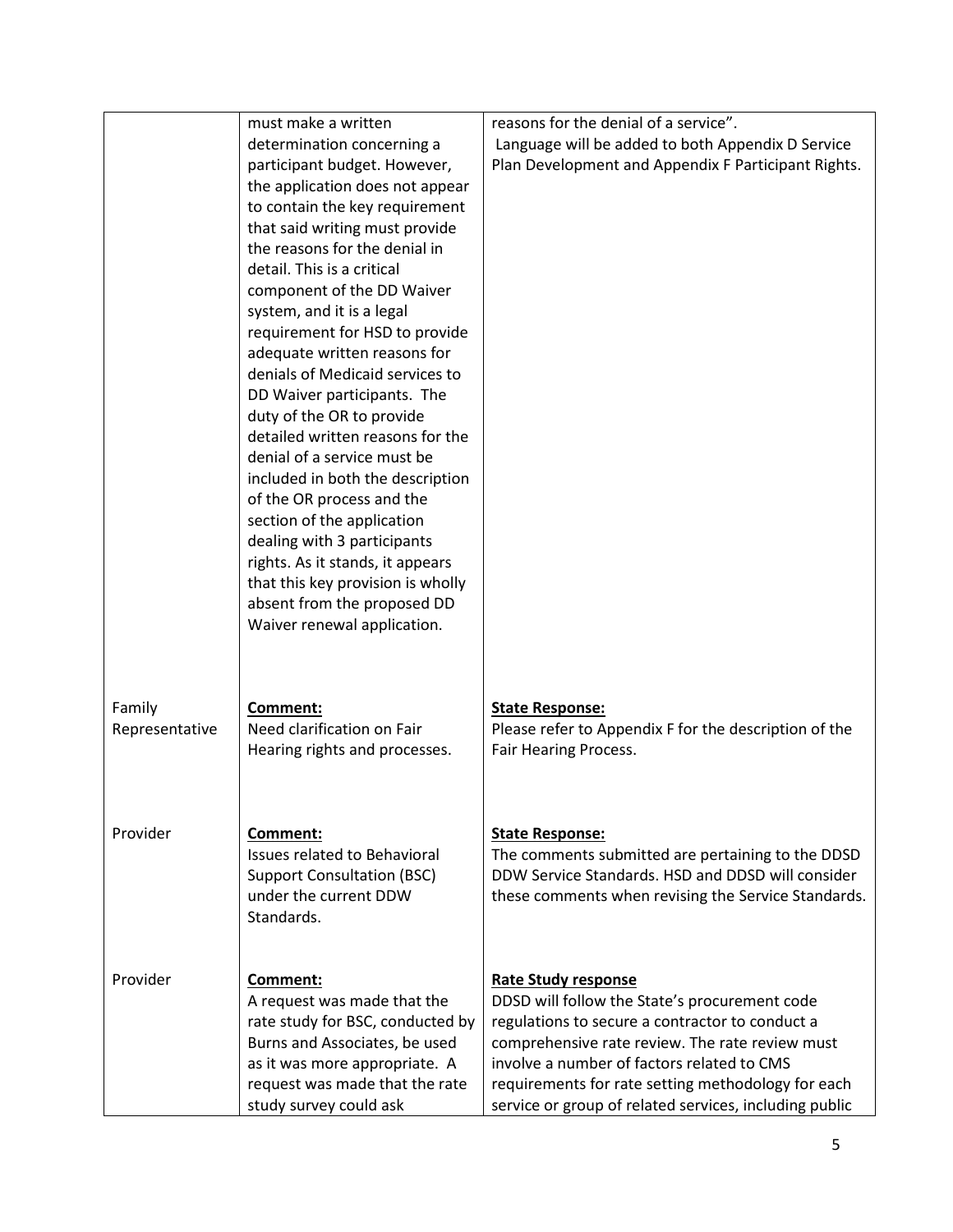| | | |
|---|---|---|
| | must make a written determination concerning a participant budget. However, the application does not appear to contain the key requirement that said writing must provide the reasons for the denial in detail. This is a critical component of the DD Waiver system, and it is a legal requirement for HSD to provide adequate written reasons for denials of Medicaid services to DD Waiver participants. The duty of the OR to provide detailed written reasons for the denial of a service must be included in both the description of the OR process and the section of the application dealing with 3 participants rights. As it stands, it appears that this key provision is wholly absent from the proposed DD Waiver renewal application. | reasons for the denial of a service". Language will be added to both Appendix D Service Plan Development and Appendix F Participant Rights. |
| Family Representative | **Comment:** Need clarification on Fair Hearing rights and processes. | **State Response:** Please refer to Appendix F for the description of the Fair Hearing Process. |
| Provider | **Comment:** Issues related to Behavioral Support Consultation (BSC) under the current DDW Standards. | **State Response:** The comments submitted are pertaining to the DDSD DDW Service Standards. HSD and DDSD will consider these comments when revising the Service Standards. |
| Provider | **Comment:** A request was made that the rate study for BSC, conducted by Burns and Associates, be used as it was more appropriate. A request was made that the rate study survey could ask | **Rate Study response** DDSD will follow the State's procurement code regulations to secure a contractor to conduct a comprehensive rate review. The rate review must involve a number of factors related to CMS requirements for rate setting methodology for each service or group of related services, including public |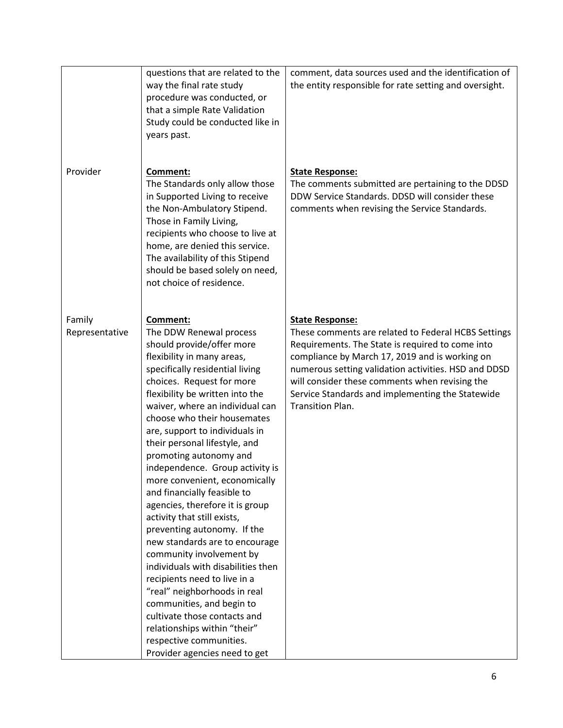| | | |
|---|---|---|
| | questions that are related to the way the final rate study procedure was conducted, or that a simple Rate Validation Study could be conducted like in years past. | comment, data sources used and the identification of the entity responsible for rate setting and oversight. |
| Provider | **Comment:** The Standards only allow those in Supported Living to receive the Non-Ambulatory Stipend. Those in Family Living, recipients who choose to live at home, are denied this service. The availability of this Stipend should be based solely on need, not choice of residence. | **State Response:** The comments submitted are pertaining to the DDSD DDW Service Standards. DDSD will consider these comments when revising the Service Standards. |
| Family Representative | **Comment:** The DDW Renewal process should provide/offer more flexibility in many areas, specifically residential living choices. Request for more flexibility be written into the waiver, where an individual can choose who their housemates are, support to individuals in their personal lifestyle, and promoting autonomy and independence. Group activity is more convenient, economically and financially feasible to agencies, therefore it is group activity that still exists, preventing autonomy. If the new standards are to encourage community involvement by individuals with disabilities then recipients need to live in a "real" neighborhoods in real communities, and begin to cultivate those contacts and relationships within "their" respective communities. Provider agencies need to get | **State Response:** These comments are related to Federal HCBS Settings Requirements. The State is required to come into compliance by March 17, 2019 and is working on numerous setting validation activities. HSD and DDSD will consider these comments when revising the Service Standards and implementing the Statewide Transition Plan. |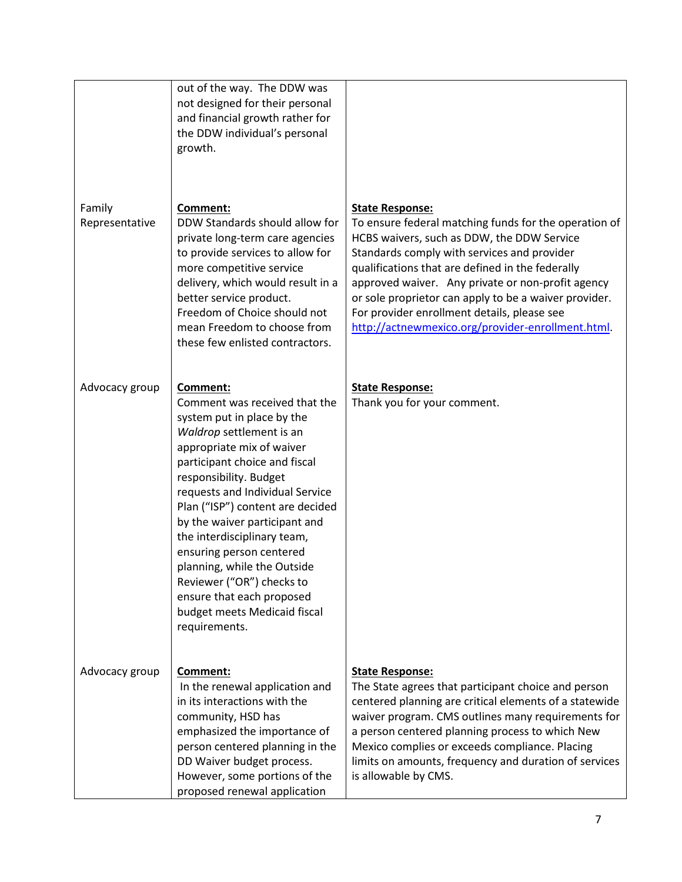| | | |
|---|---|---|
| | out of the way. The DDW was not designed for their personal and financial growth rather for the DDW individual's personal growth. | |
| Family Representative | **Comment:** DDW Standards should allow for private long-term care agencies to provide services to allow for more competitive service delivery, which would result in a better service product. Freedom of Choice should not mean Freedom to choose from these few enlisted contractors. | **State Response:** To ensure federal matching funds for the operation of HCBS waivers, such as DDW, the DDW Service Standards comply with services and provider qualifications that are defined in the federally approved waiver. Any private or non-profit agency or sole proprietor can apply to be a waiver provider. For provider enrollment details, please see http://actnewmexico.org/provider-enrollment.html. |
| Advocacy group | **Comment:** Comment was received that the system put in place by the *Waldrop* settlement is an appropriate mix of waiver participant choice and fiscal responsibility. Budget requests and Individual Service Plan ("ISP") content are decided by the waiver participant and the interdisciplinary team, ensuring person centered planning, while the Outside Reviewer ("OR") checks to ensure that each proposed budget meets Medicaid fiscal requirements. | **State Response:** Thank you for your comment. |
| Advocacy group | **Comment:** In the renewal application and in its interactions with the community, HSD has emphasized the importance of person centered planning in the DD Waiver budget process. However, some portions of the proposed renewal application | **State Response:** The State agrees that participant choice and person centered planning are critical elements of a statewide waiver program. CMS outlines many requirements for a person centered planning process to which New Mexico complies or exceeds compliance. Placing limits on amounts, frequency and duration of services is allowable by CMS. |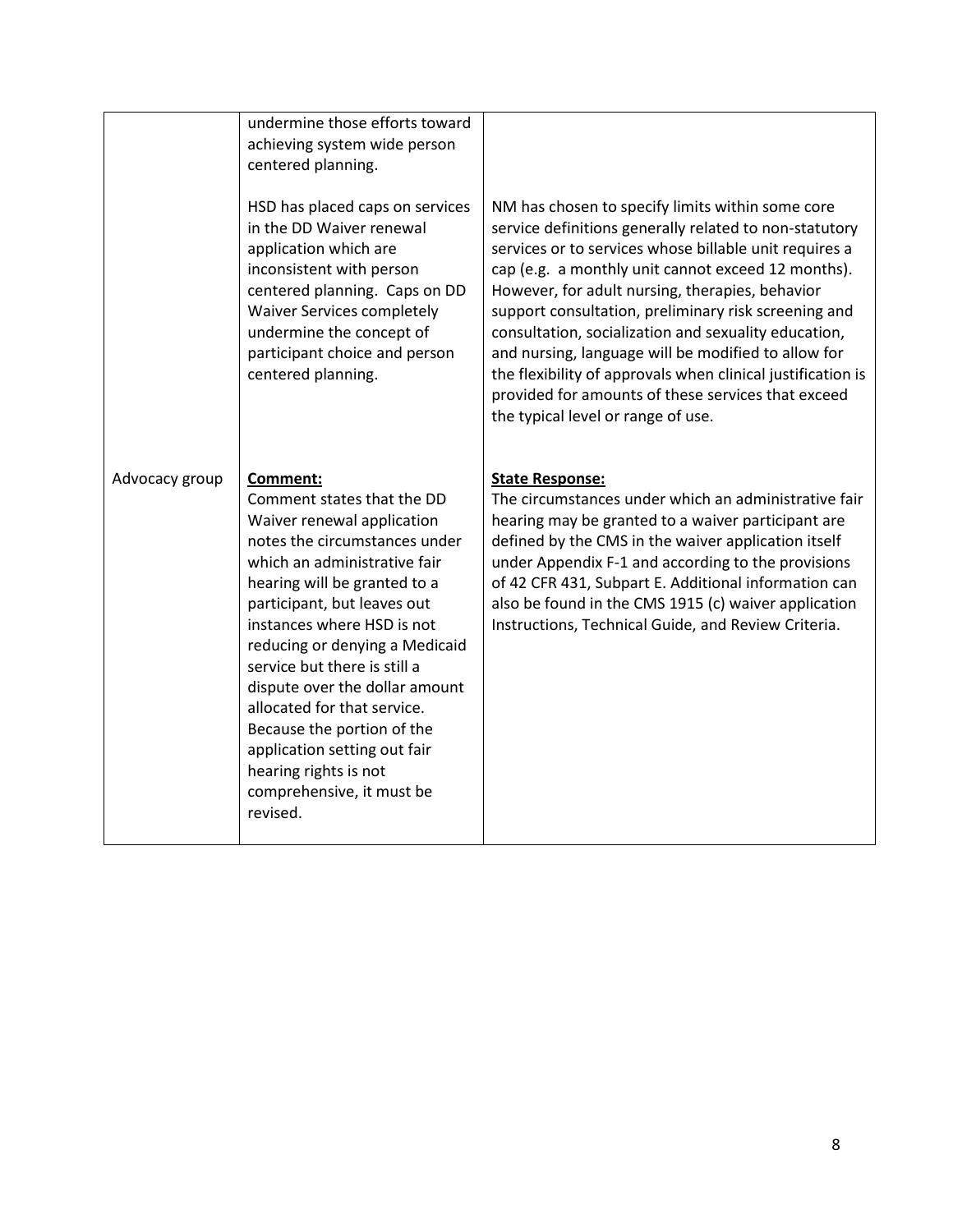| | | |
|---|---|---|
| | undermine those efforts toward achieving system wide person centered planning.<br><br>HSD has placed caps on services in the DD Waiver renewal application which are inconsistent with person centered planning. Caps on DD Waiver Services completely undermine the concept of participant choice and person centered planning. | NM has chosen to specify limits within some core service definitions generally related to non-statutory services or to services whose billable unit requires a cap (e.g. a monthly unit cannot exceed 12 months). However, for adult nursing, therapies, behavior support consultation, preliminary risk screening and consultation, socialization and sexuality education, and nursing, language will be modified to allow for the flexibility of approvals when clinical justification is provided for amounts of these services that exceed the typical level or range of use. |
| Advocacy group | **Comment:**<br>Comment states that the DD Waiver renewal application notes the circumstances under which an administrative fair hearing will be granted to a participant, but leaves out instances where HSD is not reducing or denying a Medicaid service but there is still a dispute over the dollar amount allocated for that service. Because the portion of the application setting out fair hearing rights is not comprehensive, it must be revised. | **State Response:**<br>The circumstances under which an administrative fair hearing may be granted to a waiver participant are defined by the CMS in the waiver application itself under Appendix F-1 and according to the provisions of 42 CFR 431, Subpart E. Additional information can also be found in the CMS 1915 (c) waiver application Instructions, Technical Guide, and Review Criteria. |